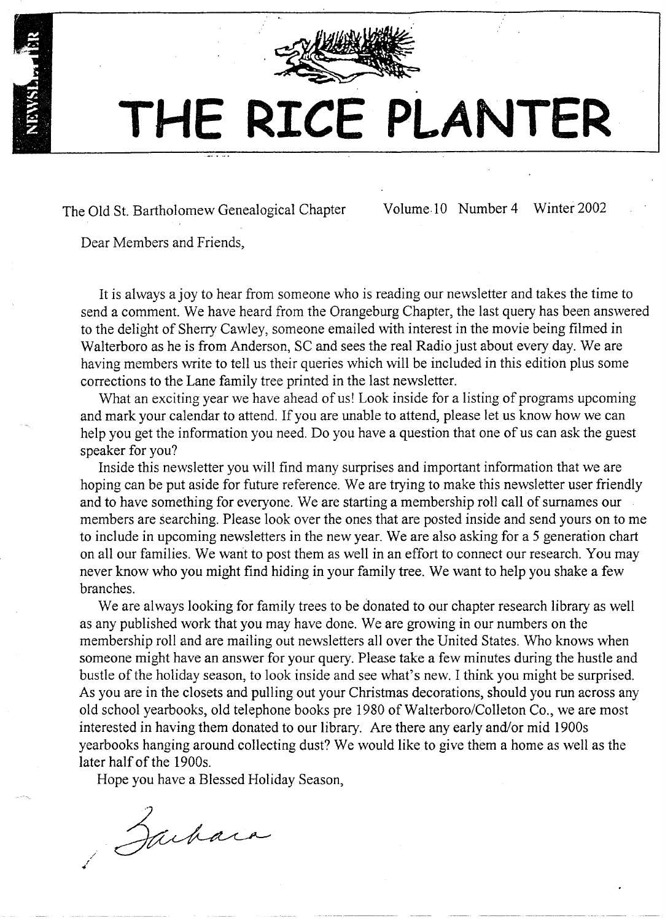# THE RICE PLANTER

The Old St. Bartholomew Genealogical Chapter Volume 10 Number 4 Winter 2002

Dear Members and Friends,

It is always a joy to hear from someone who is reading our newsletter and takes the time to send a comment. We have heard from the Orangeburg Chapter, the last query has been answered to the delight of Sherry Cawley, someone emailed with interest in the movie being filmed in Walterboro as he is from Anderson, SC and sees the real Radio just about every day. We are having members write to tell us their queries which will be included in this edition plus some corrections to the Lane family tree printed in the last newsletter.

What an exciting year we have ahead of us! Look inside for a listing of programs upcoming and mark your calendar to attend. If you are unable to attend, please let us know how we can help you get the information you need. Do you have a question that one of us can ask the guest speaker for you?

Inside this newsletter you will find many surprises and important information that we are hoping can be put aside for future reference. We are trying to make this newsletter user friendly and to have something for everyone. We are starting a membership roll call of surnames our members are searching. Please look over the ones that are posted inside and send yours on to me to include in upcoming newsletters in the new year. We are also asking for a 5 generation chart on all our families. We want to post them as well in an effort to connect our research. You may never know who you might find hiding in your family tree. We want to help you shake a few branches.

We are always looking for family trees to be donated to our chapter research library as well as any published work that you may have done. We are growing in our numbers on the membership roll and are mailing out newsletters all over the United States. Who knows when someone might have an answer for your query. Please take a few minutes during the hustle and bustle of the holiday season, to look inside and see what's new. I think you might be surprised. As you are in the closets and pulling out your Christmas decorations, should you run across any old school yearbooks, old telephone books pre 1980 of Walterboro/Colleton Co., we are most interested in having them donated to our library. Are there any early and/or mid 1900s yearbooks hanging around collecting dust? We would like to give them a home as well as the later half of the 1900s.

Hope you have a Blessed Holiday Season,

Barbara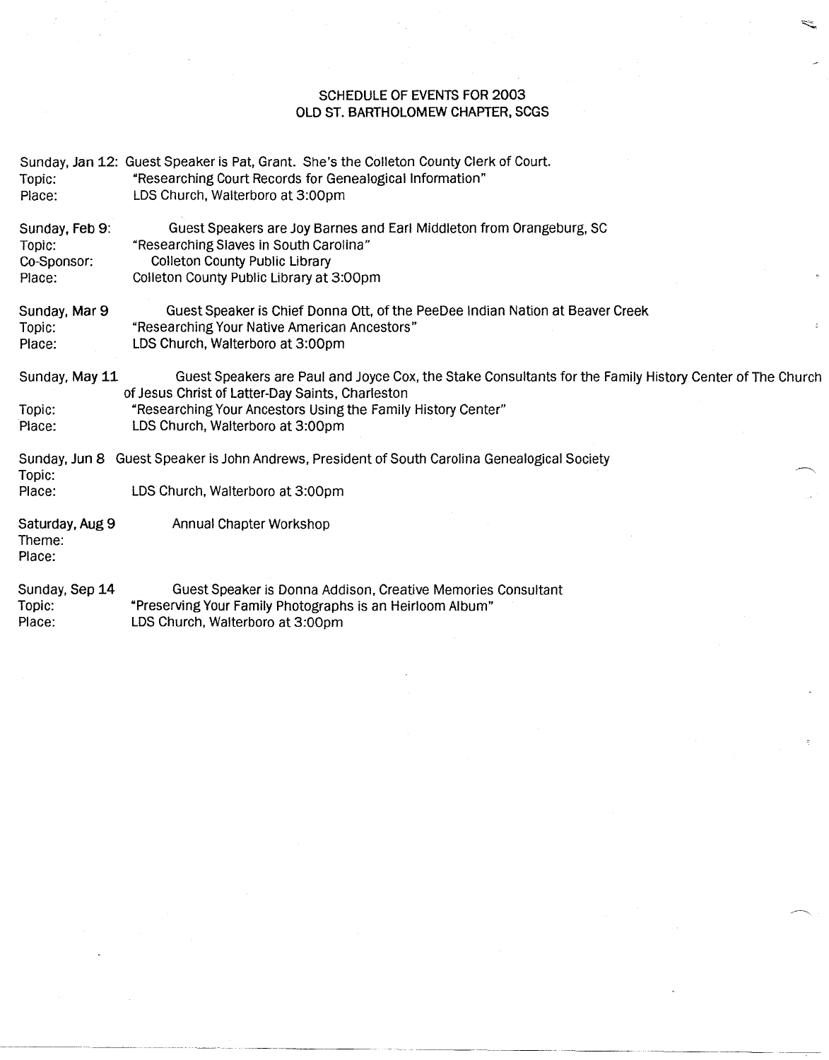# SCHEDULE OF EVENTS FOR 2003
## OLD ST. BARTHOLOMEW CHAPTER, SCGS

Sunday, Jan 12: Guest Speaker is Pat, Grant. She's the Colleton County Clerk of Court.
Topic: "Researching Court Records for Genealogical Information"
Place: LDS Church, Walterboro at 3:00pm

Sunday, Feb 9: Guest Speakers are Joy Barnes and Earl Middleton from Orangeburg, SC
Topic: "Researching Slaves in South Carolina"
Co-Sponsor: Colleton County Public Library
Place: Colleton County Public Library at 3:00pm

Sunday, Mar 9 Guest Speaker is Chief Donna Ott, of the PeeDee Indian Nation at Beaver Creek
Topic: "Researching Your Native American Ancestors"
Place: LDS Church, Walterboro at 3:00pm

Sunday, May 11 Guest Speakers are Paul and Joyce Cox, the Stake Consultants for the Family History Center of The Church of Jesus Christ of Latter-Day Saints, Charleston
Topic: "Researching Your Ancestors Using the Family History Center"
Place: LDS Church, Walterboro at 3:00pm

Sunday, Jun 8 Guest Speaker is John Andrews, President of South Carolina Genealogical Society
Topic:
Place: LDS Church, Walterboro at 3:00pm

Saturday, Aug 9 Annual Chapter Workshop
Theme:
Place:

Sunday, Sep 14 Guest Speaker is Donna Addison, Creative Memories Consultant
Topic: "Preserving Your Family Photographs is an Heirloom Album"
Place: LDS Church, Walterboro at 3:00pm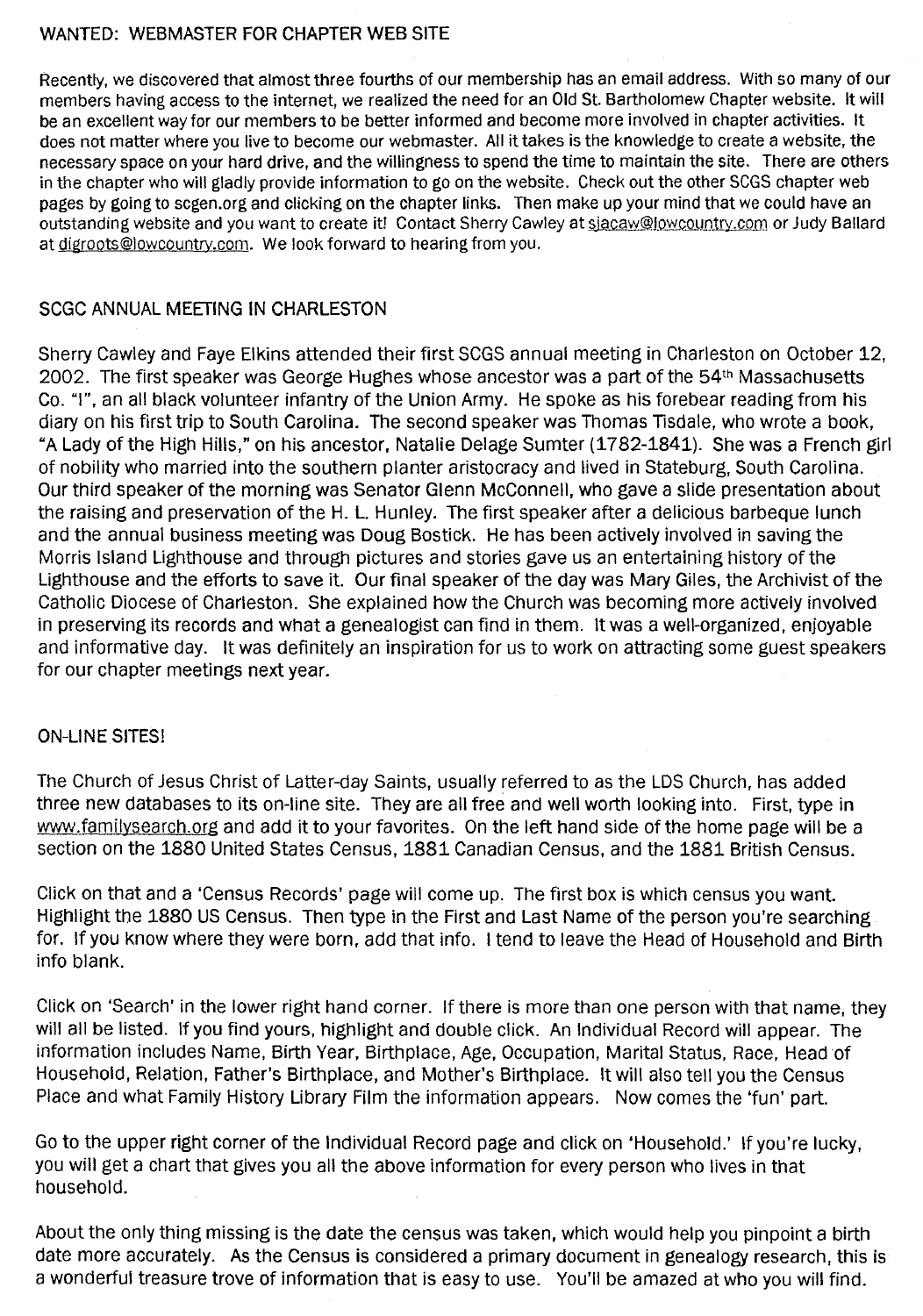## WANTED: WEBMASTER FOR CHAPTER WEB SITE

Recently, we discovered that almost three fourths of our membership has an email address. With so many of our members having access to the internet, we realized the need for an Old St. Bartholomew Chapter website. It will be an excellent way for our members to be better informed and become more involved in chapter activities. It does not matter where you live to become our webmaster. All it takes is the knowledge to create a website, the necessary space on your hard drive, and the willingness to spend the time to maintain the site. There are others in the chapter who will gladly provide information to go on the website. Check out the other SCGS chapter web pages by going to scgen.org and clicking on the chapter links. Then make up your mind that we could have an outstanding website and you want to create it! Contact Sherry Cawley at sjacaw@lowcountry.com or Judy Ballard at digroots@lowcountry.com. We look forward to hearing from you.

## SCGC ANNUAL MEETING IN CHARLESTON

Sherry Cawley and Faye Elkins attended their first SCGS annual meeting in Charleston on October 12, 2002. The first speaker was George Hughes whose ancestor was a part of the 54th Massachusetts Co. "I", an all black volunteer infantry of the Union Army. He spoke as his forebear reading from his diary on his first trip to South Carolina. The second speaker was Thomas Tisdale, who wrote a book, "A Lady of the High Hills," on his ancestor, Natalie Delage Sumter (1782-1841). She was a French girl of nobility who married into the southern planter aristocracy and lived in Stateburg, South Carolina. Our third speaker of the morning was Senator Glenn McConnell, who gave a slide presentation about the raising and preservation of the H. L. Hunley. The first speaker after a delicious barbeque lunch and the annual business meeting was Doug Bostick. He has been actively involved in saving the Morris Island Lighthouse and through pictures and stories gave us an entertaining history of the Lighthouse and the efforts to save it. Our final speaker of the day was Mary Giles, the Archivist of the Catholic Diocese of Charleston. She explained how the Church was becoming more actively involved in preserving its records and what a genealogist can find in them. It was a well-organized, enjoyable and informative day. It was definitely an inspiration for us to work on attracting some guest speakers for our chapter meetings next year.

## ON-LINE SITES!

The Church of Jesus Christ of Latter-day Saints, usually referred to as the LDS Church, has added three new databases to its on-line site. They are all free and well worth looking into. First, type in www.familysearch.org and add it to your favorites. On the left hand side of the home page will be a section on the 1880 United States Census, 1881 Canadian Census, and the 1881 British Census.

Click on that and a 'Census Records' page will come up. The first box is which census you want. Highlight the 1880 US Census. Then type in the First and Last Name of the person you're searching for. If you know where they were born, add that info. I tend to leave the Head of Household and Birth info blank.

Click on 'Search' in the lower right hand corner. If there is more than one person with that name, they will all be listed. If you find yours, highlight and double click. An Individual Record will appear. The information includes Name, Birth Year, Birthplace, Age, Occupation, Marital Status, Race, Head of Household, Relation, Father's Birthplace, and Mother's Birthplace. It will also tell you the Census Place and what Family History Library Film the information appears. Now comes the 'fun' part.

Go to the upper right corner of the Individual Record page and click on 'Household.' If you're lucky, you will get a chart that gives you all the above information for every person who lives in that household.

About the only thing missing is the date the census was taken, which would help you pinpoint a birth date more accurately. As the Census is considered a primary document in genealogy research, this is a wonderful treasure trove of information that is easy to use. You'll be amazed at who you will find.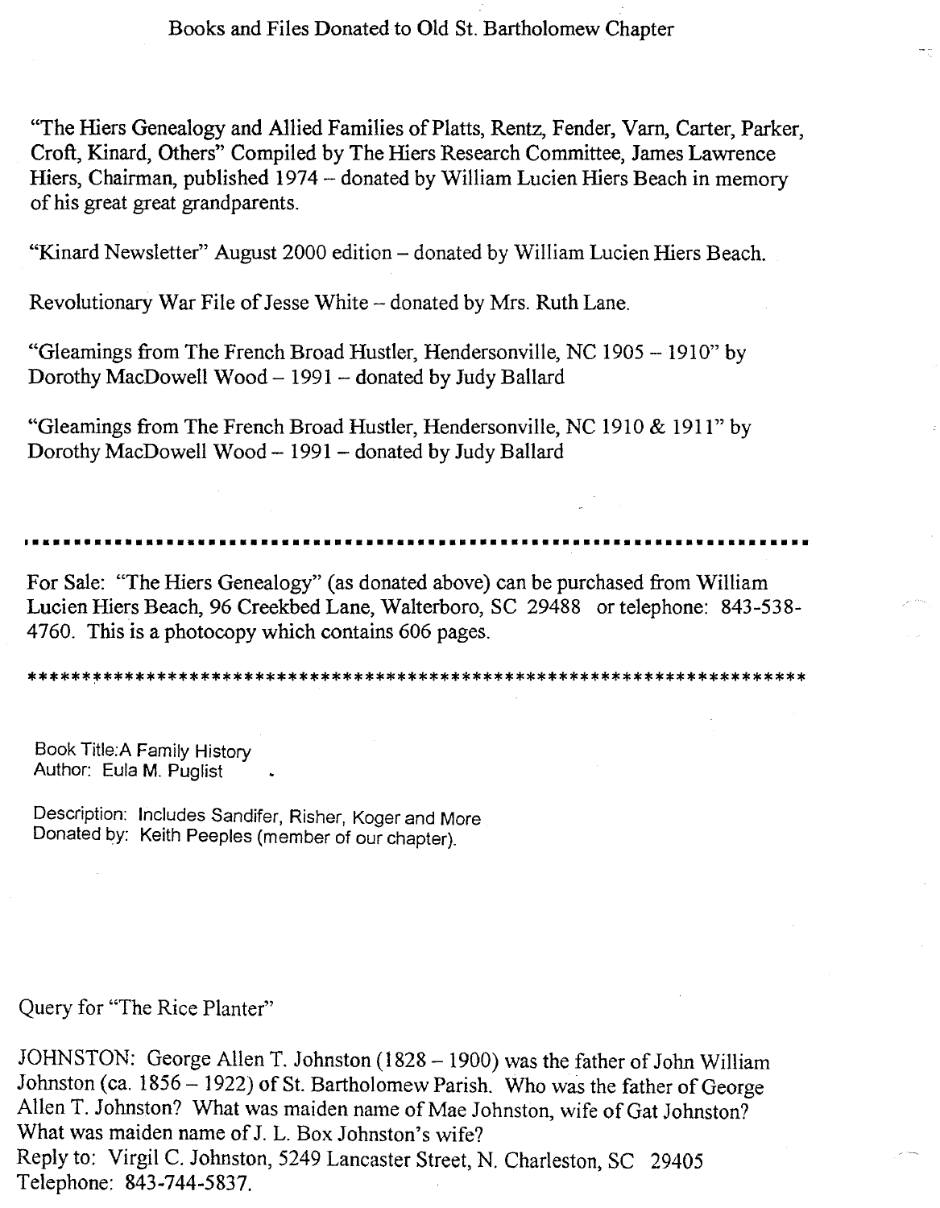# Books and Files Donated to Old St. Bartholomew Chapter

"The Hiers Genealogy and Allied Families of Platts, Rentz, Fender, Varn, Carter, Parker, Croft, Kinard, Others" Compiled by The Hiers Research Committee, James Lawrence Hiers, Chairman, published 1974 – donated by William Lucien Hiers Beach in memory of his great great grandparents.

"Kinard Newsletter" August 2000 edition – donated by William Lucien Hiers Beach.

Revolutionary War File of Jesse White – donated by Mrs. Ruth Lane.

"Gleamings from The French Broad Hustler, Hendersonville, NC 1905 – 1910" by Dorothy MacDowell Wood – 1991 – donated by Judy Ballard

"Gleamings from The French Broad Hustler, Hendersonville, NC 1910 & 1911" by Dorothy MacDowell Wood – 1991 – donated by Judy Ballard

---

For Sale: "The Hiers Genealogy" (as donated above) can be purchased from William Lucien Hiers Beach, 96 Creekbed Lane, Walterboro, SC 29488 or telephone: 843-538-4760. This is a photocopy which contains 606 pages.

---

Book Title: A Family History
Author: Eula M. Puglist

Description: Includes Sandifer, Risher, Koger and More
Donated by: Keith Peeples (member of our chapter).

Query for "The Rice Planter"

JOHNSTON: George Allen T. Johnston (1828 – 1900) was the father of John William Johnston (ca. 1856 – 1922) of St. Bartholomew Parish. Who was the father of George Allen T. Johnston? What was maiden name of Mae Johnston, wife of Gat Johnston? What was maiden name of J. L. Box Johnston's wife?
Reply to: Virgil C. Johnston, 5249 Lancaster Street, N. Charleston, SC 29405
Telephone: 843-744-5837.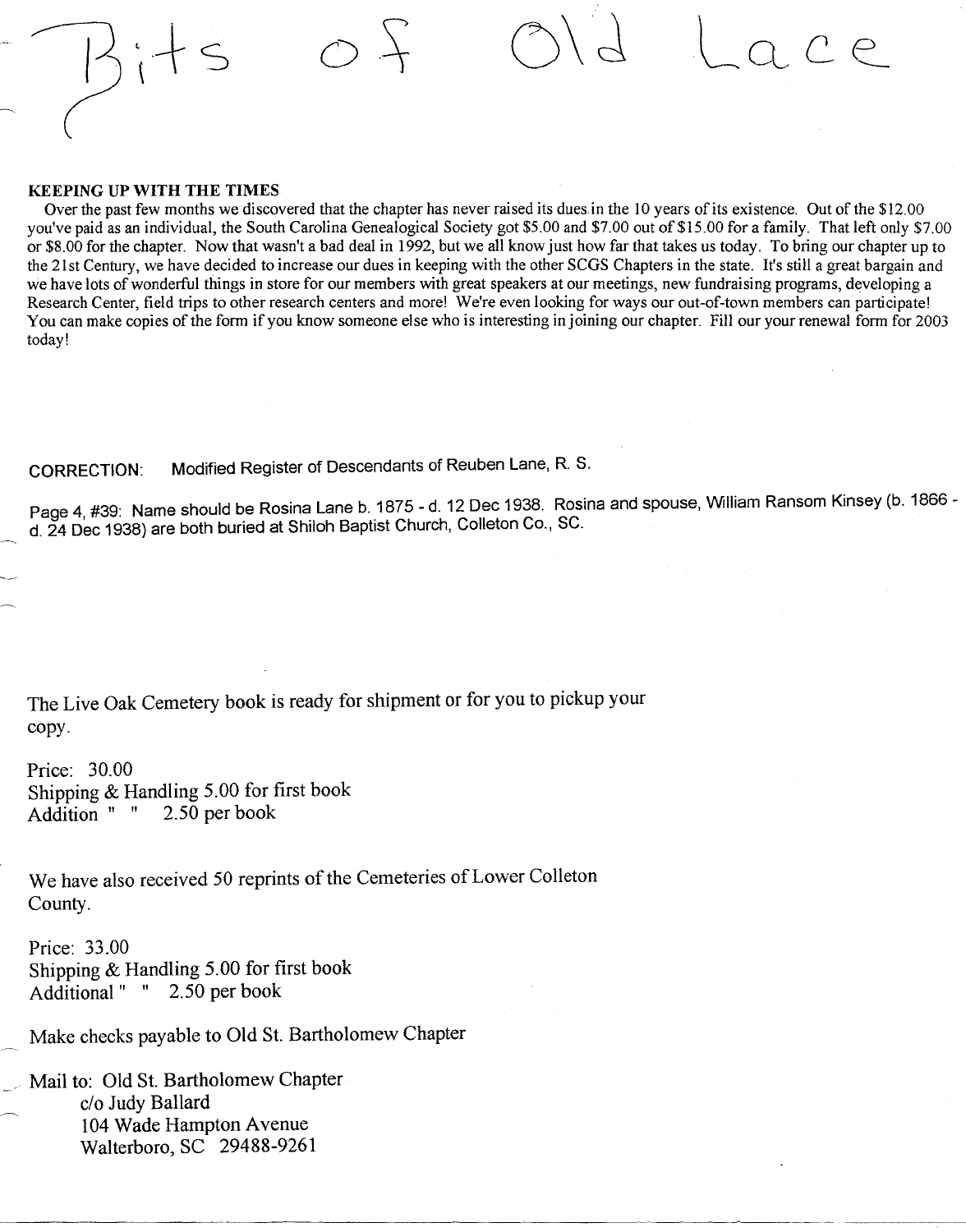# Bits of Old Lace

**KEEPING UP WITH THE TIMES**

Over the past few months we discovered that the chapter has never raised its dues in the 10 years of its existence. Out of the $12.00 you've paid as an individual, the South Carolina Genealogical Society got $5.00 and $7.00 out of $15.00 for a family. That left only $7.00 or $8.00 for the chapter. Now that wasn't a bad deal in 1992, but we all know just how far that takes us today. To bring our chapter up to the 21st Century, we have decided to increase our dues in keeping with the other SCGS Chapters in the state. It's still a great bargain and we have lots of wonderful things in store for our members with great speakers at our meetings, new fundraising programs, developing a Research Center, field trips to other research centers and more! We're even looking for ways our out-of-town members can participate! You can make copies of the form if you know someone else who is interesting in joining our chapter. Fill our your renewal form for 2003 today!

CORRECTION: Modified Register of Descendants of Reuben Lane, R. S.

Page 4, #39: Name should be Rosina Lane b. 1875 - d. 12 Dec 1938. Rosina and spouse, William Ransom Kinsey (b. 1866 - d. 24 Dec 1938) are both buried at Shiloh Baptist Church, Colleton Co., SC.

The Live Oak Cemetery book is ready for shipment or for you to pickup your copy.

Price: 30.00
Shipping & Handling 5.00 for first book
Addition " " 2.50 per book

We have also received 50 reprints of the Cemeteries of Lower Colleton County.

Price: 33.00
Shipping & Handling 5.00 for first book
Additional " " 2.50 per book

Make checks payable to Old St. Bartholomew Chapter

Mail to: Old St. Bartholomew Chapter
c/o Judy Ballard
104 Wade Hampton Avenue
Walterboro, SC 29488-9261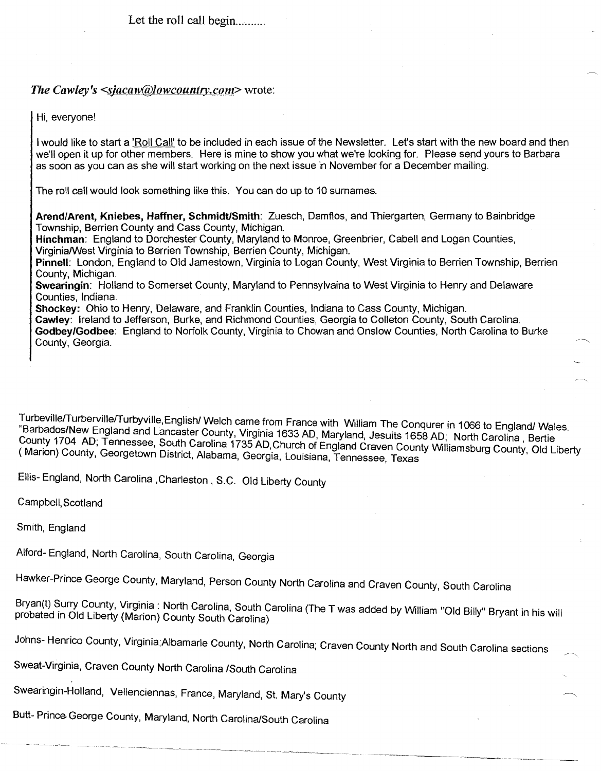Let the roll call begin..........

*The Cawley's <sjacaw@lowcountry.com>* wrote:

> Hi, everyone!
>
> I would like to start a 'Roll Call' to be included in each issue of the Newsletter. Let's start with the new board and then we'll open it up for other members. Here is mine to show you what we're looking for. Please send yours to Barbara as soon as you can as she will start working on the next issue in November for a December mailing.
>
> The roll call would look something like this. You can do up to 10 surnames.
>
> **Arend/Arent, Kniebes, Haffner, Schmidt/Smith**: Zuesch, Damflos, and Thiergarten, Germany to Bainbridge Township, Berrien County and Cass County, Michigan.
> **Hinchman**: England to Dorchester County, Maryland to Monroe, Greenbrier, Cabell and Logan Counties, Virginia/West Virginia to Berrien Township, Berrien County, Michigan.
> **Pinnell**: London, England to Old Jamestown, Virginia to Logan County, West Virginia to Berrien Township, Berrien County, Michigan.
> **Swearingin**: Holland to Somerset County, Maryland to Pennsylvaina to West Virginia to Henry and Delaware Counties, Indiana.
> **Shockey:** Ohio to Henry, Delaware, and Franklin Counties, Indiana to Cass County, Michigan.
> **Cawley**: Ireland to Jefferson, Burke, and Richmond Counties, Georgia to Colleton County, South Carolina.
> **Godbey/Godbee**: England to Norfolk County, Virginia to Chowan and Onslow Counties, North Carolina to Burke County, Georgia.

Turbeville/Turberville/Turbyville,English/ Welch came from France with William The Conqurer in 1066 to England/ Wales. "Barbados/New England and Lancaster County, Virginia 1633 AD, Maryland, Jesuits 1658 AD; North Carolina , Bertie County 1704 AD; Tennessee, South Carolina 1735 AD,Church of England Craven County Williamsburg County, Old Liberty ( Marion) County, Georgetown District, Alabama, Georgia, Louisiana, Tennessee, Texas

Ellis- England, North Carolina ,Charleston , S.C. Old Liberty County

Campbell,Scotland

Smith, England

Alford- England, North Carolina, South Carolina, Georgia

Hawker-Prince George County, Maryland, Person County North Carolina and Craven County, South Carolina

Bryan(t) Surry County, Virginia : North Carolina, South Carolina (The T was added by William "Old Billy" Bryant in his will probated in Old Liberty (Marion) County South Carolina)

Johns- Henrico County, Virginia;Albamarle County, North Carolina; Craven County North and South Carolina sections

Sweat-Virginia, Craven County North Carolina /South Carolina

Swearingin-Holland, Vellenciennas, France, Maryland, St. Mary's County

Butt- Prince George County, Maryland, North Carolina/South Carolina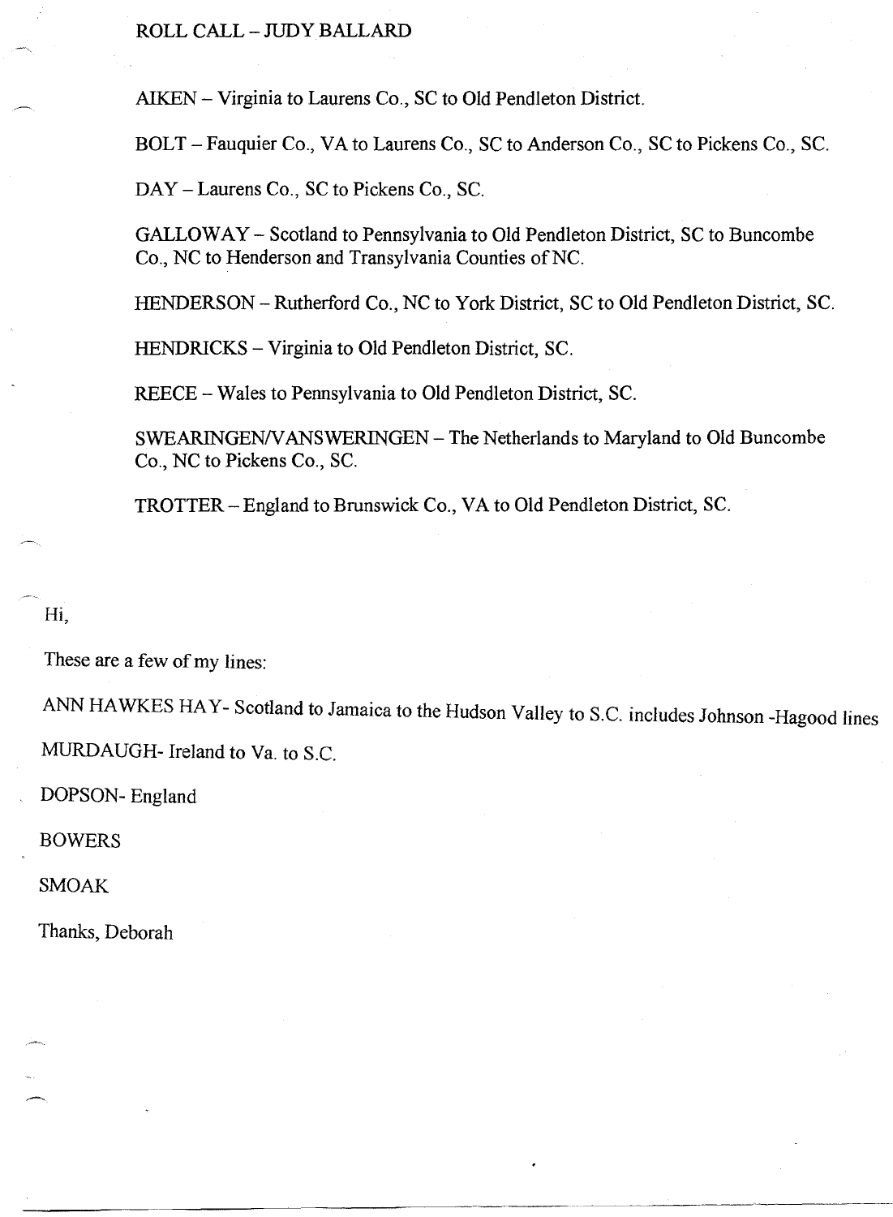ROLL CALL – JUDY BALLARD

AIKEN – Virginia to Laurens Co., SC to Old Pendleton District.

BOLT – Fauquier Co., VA to Laurens Co., SC to Anderson Co., SC to Pickens Co., SC.

DAY – Laurens Co., SC to Pickens Co., SC.

GALLOWAY – Scotland to Pennsylvania to Old Pendleton District, SC to Buncombe Co., NC to Henderson and Transylvania Counties of NC.

HENDERSON – Rutherford Co., NC to York District, SC to Old Pendleton District, SC.

HENDRICKS – Virginia to Old Pendleton District, SC.

REECE – Wales to Pennsylvania to Old Pendleton District, SC.

SWEARINGEN/VANSWERINGEN – The Netherlands to Maryland to Old Buncombe Co., NC to Pickens Co., SC.

TROTTER – England to Brunswick Co., VA to Old Pendleton District, SC.

Hi,

These are a few of my lines:

ANN HAWKES HAY- Scotland to Jamaica to the Hudson Valley to S.C. includes Johnson -Hagood lines

MURDAUGH- Ireland to Va. to S.C.

DOPSON- England

BOWERS

SMOAK

Thanks, Deborah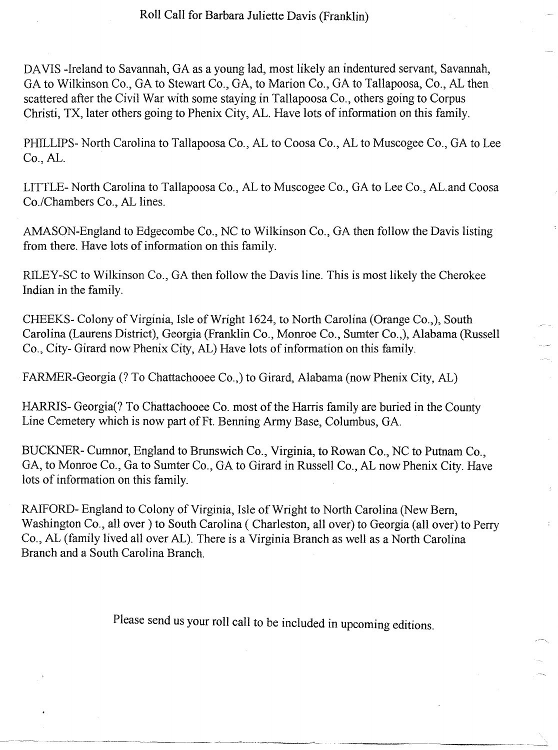# Roll Call for Barbara Juliette Davis (Franklin)

DAVIS -Ireland to Savannah, GA as a young lad, most likely an indentured servant, Savannah, GA to Wilkinson Co., GA to Stewart Co., GA, to Marion Co., GA to Tallapoosa, Co., AL then scattered after the Civil War with some staying in Tallapoosa Co., others going to Corpus Christi, TX, later others going to Phenix City, AL. Have lots of information on this family.

PHILLIPS- North Carolina to Tallapoosa Co., AL to Coosa Co., AL to Muscogee Co., GA to Lee Co., AL.

LITTLE- North Carolina to Tallapoosa Co., AL to Muscogee Co., GA to Lee Co., AL.and Coosa Co./Chambers Co., AL lines.

AMASON-England to Edgecombe Co., NC to Wilkinson Co., GA then follow the Davis listing from there. Have lots of information on this family.

RILEY-SC to Wilkinson Co., GA then follow the Davis line. This is most likely the Cherokee Indian in the family.

CHEEKS- Colony of Virginia, Isle of Wright 1624, to North Carolina (Orange Co.,), South Carolina (Laurens District), Georgia (Franklin Co., Monroe Co., Sumter Co.,), Alabama (Russell Co., City- Girard now Phenix City, AL) Have lots of information on this family.

FARMER-Georgia (? To Chattachooee Co.,) to Girard, Alabama (now Phenix City, AL)

HARRIS- Georgia(? To Chattachooee Co. most of the Harris family are buried in the County Line Cemetery which is now part of Ft. Benning Army Base, Columbus, GA.

BUCKNER- Cumnor, England to Brunswich Co., Virginia, to Rowan Co., NC to Putnam Co., GA, to Monroe Co., Ga to Sumter Co., GA to Girard in Russell Co., AL now Phenix City. Have lots of information on this family.

RAIFORD- England to Colony of Virginia, Isle of Wright to North Carolina (New Bern, Washington Co., all over ) to South Carolina ( Charleston, all over) to Georgia (all over) to Perry Co., AL (family lived all over AL). There is a Virginia Branch as well as a North Carolina Branch and a South Carolina Branch.

Please send us your roll call to be included in upcoming editions.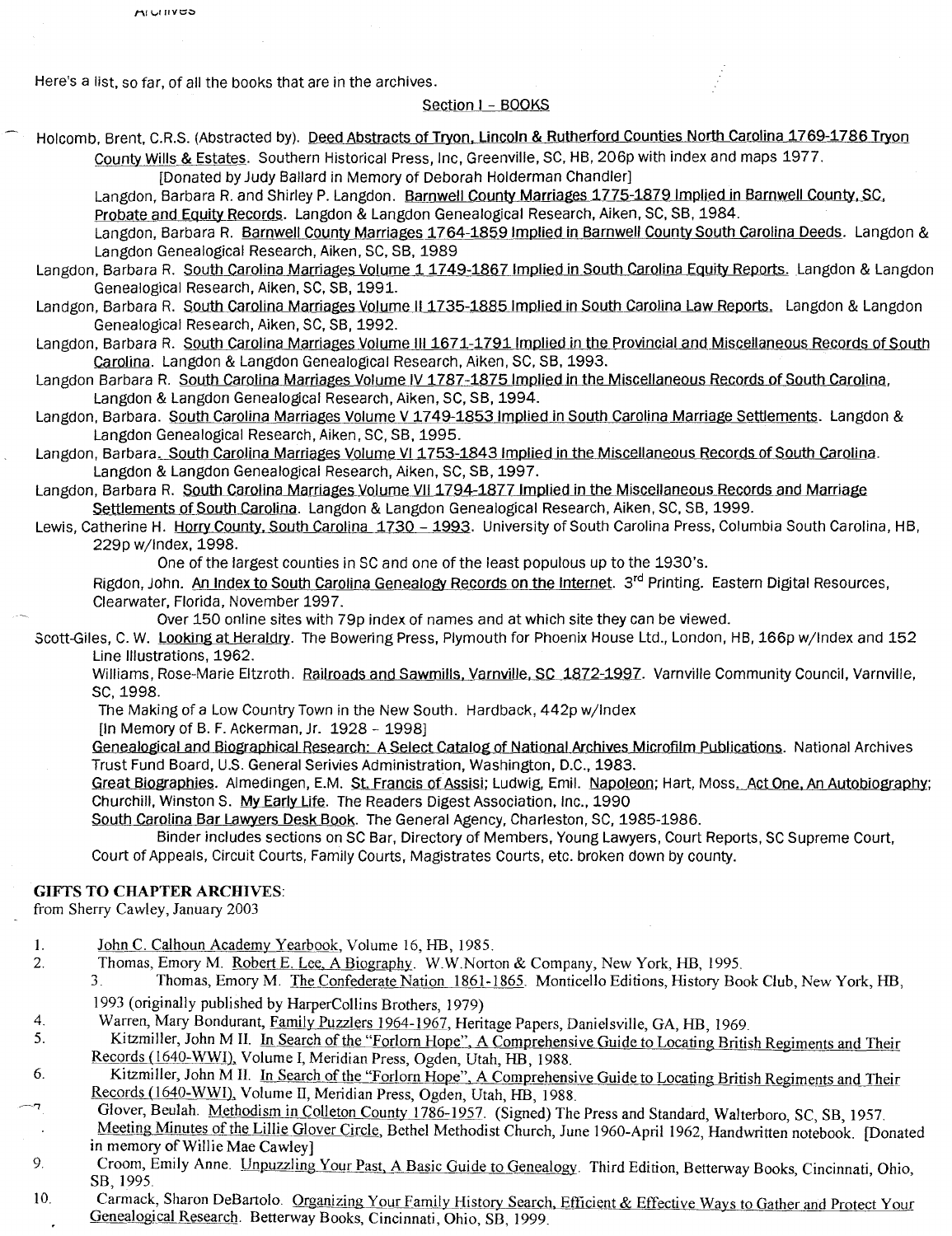Here's a list, so far, of all the books that are in the archives.

## Section I – BOOKS

Holcomb, Brent, C.R.S. (Abstracted by). Deed Abstracts of Tryon, Lincoln & Rutherford Counties North Carolina 1769-1786 Tryon County Wills & Estates. Southern Historical Press, Inc, Greenville, SC, HB, 206p with index and maps 1977.

[Donated by Judy Ballard in Memory of Deborah Holderman Chandler]

Langdon, Barbara R. and Shirley P. Langdon. Barnwell County Marriages 1775-1879 Implied in Barnwell County, SC, Probate and Equity Records. Langdon & Langdon Genealogical Research, Aiken, SC, SB, 1984.

Langdon, Barbara R. Barnwell County Marriages 1764-1859 Implied in Barnwell County South Carolina Deeds. Langdon & Langdon Genealogical Research, Aiken, SC, SB, 1989

Langdon, Barbara R. South Carolina Marriages Volume 1 1749-1867 Implied in South Carolina Equity Reports. Langdon & Langdon Genealogical Research, Aiken, SC, SB, 1991.

Landgon, Barbara R. South Carolina Marriages Volume II 1735-1885 Implied in South Carolina Law Reports. Langdon & Langdon Genealogical Research, Aiken, SC, SB, 1992.

Langdon, Barbara R. South Carolina Marriages Volume III 1671-1791 Implied in the Provincial and Miscellaneous Records of South Carolina. Langdon & Langdon Genealogical Research, Aiken, SC, SB, 1993.

Langdon Barbara R. South Carolina Marriages Volume IV 1787-1875 Implied in the Miscellaneous Records of South Carolina, Langdon & Langdon Genealogical Research, Aiken, SC, SB, 1994.

Langdon, Barbara. South Carolina Marriages Volume V 1749-1853 Implied in South Carolina Marriage Settlements. Langdon & Langdon Genealogical Research, Aiken, SC, SB, 1995.

Langdon, Barbara. South Carolina Marriages Volume VI 1753-1843 Implied in the Miscellaneous Records of South Carolina. Langdon & Langdon Genealogical Research, Aiken, SC, SB, 1997.

Langdon, Barbara R. South Carolina Marriages Volume VII 1794-1877 Implied in the Miscellaneous Records and Marriage Settlements of South Carolina. Langdon & Langdon Genealogical Research, Aiken, SC, SB, 1999.

Lewis, Catherine H. Horry County, South Carolina 1730 – 1993. University of South Carolina Press, Columbia South Carolina, HB, 229p w/Index, 1998.

One of the largest counties in SC and one of the least populous up to the 1930's.

Rigdon, John. An Index to South Carolina Genealogy Records on the Internet. 3rd Printing. Eastern Digital Resources, Clearwater, Florida, November 1997.

Over 150 online sites with 79p index of names and at which site they can be viewed.

Scott-Giles, C. W. Looking at Heraldry. The Bowering Press, Plymouth for Phoenix House Ltd., London, HB, 166p w/Index and 152 Line Illustrations, 1962.

Williams, Rose-Marie Eltzroth. Railroads and Sawmills, Varnville, SC 1872-1997. Varnville Community Council, Varnville, SC, 1998.

The Making of a Low Country Town in the New South. Hardback, 442p w/Index

[In Memory of B. F. Ackerman, Jr. 1928 – 1998]

Genealogical and Biographical Research: A Select Catalog of National Archives Microfilm Publications. National Archives Trust Fund Board, U.S. General Serivies Administration, Washington, D.C., 1983.

Great Biographies. Almedingen, E.M. St. Francis of Assisi; Ludwig, Emil. Napoleon; Hart, Moss. Act One, An Autobiography; Churchill, Winston S. My Early Life. The Readers Digest Association, Inc., 1990

South Carolina Bar Lawyers Desk Book. The General Agency, Charleston, SC, 1985-1986.

Binder includes sections on SC Bar, Directory of Members, Young Lawyers, Court Reports, SC Supreme Court, Court of Appeals, Circuit Courts, Family Courts, Magistrates Courts, etc. broken down by county.

**GIFTS TO CHAPTER ARCHIVES**:
from Sherry Cawley, January 2003

1. John C. Calhoun Academy Yearbook, Volume 16, HB, 1985.
2. Thomas, Emory M. Robert E. Lee, A Biography. W.W.Norton & Company, New York, HB, 1995.
3. Thomas, Emory M. The Confederate Nation 1861-1865. Monticello Editions, History Book Club, New York, HB, 1993 (originally published by HarperCollins Brothers, 1979)
4. Warren, Mary Bondurant, Family Puzzlers 1964-1967, Heritage Papers, Danielsville, GA, HB, 1969.
5. Kitzmiller, John M II. In Search of the "Forlorn Hope", A Comprehensive Guide to Locating British Regiments and Their Records (1640-WWI), Volume I, Meridian Press, Ogden, Utah, HB, 1988.
6. Kitzmiller, John M II. In Search of the "Forlorn Hope", A Comprehensive Guide to Locating British Regiments and Their Records (1640-WWI), Volume II, Meridian Press, Ogden, Utah, HB, 1988.
7. Glover, Beulah. Methodism in Colleton County 1786-1957. (Signed) The Press and Standard, Walterboro, SC, SB, 1957.
8. Meeting Minutes of the Lillie Glover Circle, Bethel Methodist Church, June 1960-April 1962, Handwritten notebook. [Donated in memory of Willie Mae Cawley]
9. Croom, Emily Anne. Unpuzzling Your Past, A Basic Guide to Genealogy. Third Edition, Betterway Books, Cincinnati, Ohio, SB, 1995.
10. Carmack, Sharon DeBartolo. Organizing Your Family History Search, Efficient & Effective Ways to Gather and Protect Your Genealogical Research. Betterway Books, Cincinnati, Ohio, SB, 1999.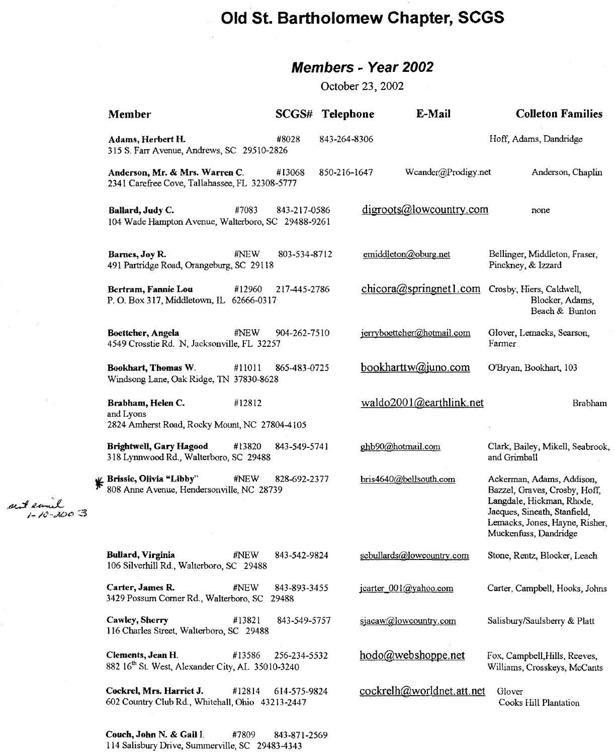# Old St. Bartholomew Chapter, SCGS

## *Members - Year 2002*

October 23, 2002

| Member | SCGS# | Telephone | E-Mail | Colleton Families |
|---|---|---|---|---|
| **Adams, Herbert H.**<br>315 S. Farr Avenue, Andrews, SC 29510-2826 | #8028 | 843-264-8306 | | Hoff, Adams, Dandridge |
| **Anderson, Mr. & Mrs. Warren C.**<br>2341 Carefree Cove, Tallahassee, FL 32308-5777 | #13068 | 850-216-1647 | Wcander@Prodigy.net | Anderson, Chaplin |
| **Ballard, Judy C.**<br>104 Wade Hampton Avenue, Walterboro, SC 29488-9261 | #7083 | 843-217-0586 | digroots@lowcountry.com | none |
| **Barnes, Joy R.**<br>491 Partridge Road, Orangeburg, SC 29118 | #NEW | 803-534-8712 | emiddleton@oburg.net | Bellinger, Middleton, Fraser, Pinckney, & Izzard |
| **Bertram, Fannie Lou**<br>P. O. Box 317, Middletown, IL 62666-0317 | #12960 | 217-445-2786 | chicora@springnet1.com | Crosby, Hiers, Caldwell, Blocker, Adams, Beach & Bunton |
| **Boettcher, Angela**<br>4549 Crosstie Rd. N, Jacksonville, FL 32257 | #NEW | 904-262-7510 | jerryboettcher@hotmail.com | Glover, Lemacks, Searson, Farmer |
| **Bookhart, Thomas W.**<br>Windsong Lane, Oak Ridge, TN 37830-8628 | #11011 | 865-483-0725 | bookharttw@juno.com | O'Bryan, Bookhart, 103 |
| **Brabham, Helen C.**<br>and Lyons<br>2824 Amherst Road, Rocky Mount, NC 27804-4105 | #12812 | | waldo2001@earthlink.net | Brabham |
| **Brightwell, Gary Hagood**<br>318 Lynnwood Rd., Walterboro, SC 29488 | #13820 | 843-549-5741 | ghb90@hotmail.com | Clark, Bailey, Mikell, Seabrook, and Grimball |
| * **Brissie, Olivia "Libby"**<br>808 Anne Avenue, Hendersonville, NC 28739<br>*sent email 1-10-2003* | #NEW | 828-692-2377 | bris4640@bellsouth.com | Ackerman, Adams, Addison, Bazzel, Graves, Crosby, Hoff, Langdale, Hickman, Rhode, Jacques, Sineath, Stanfield, Lemacks, Jones, Hayne, Risher, Muckenfuss, Dandridge |
| **Bullard, Virginia**<br>106 Silverhill Rd., Walterboro, SC 29488 | #NEW | 843-542-9824 | scbullards@lowcountry.com | Stone, Rentz, Blocker, Leach |
| **Carter, James R.**<br>3429 Possum Corner Rd., Walterboro, SC 29488 | #NEW | 843-893-3455 | jcarter_001@yahoo.com | Carter, Campbell, Hooks, Johns |
| **Cawley, Sherry**<br>116 Charles Street, Walterboro, SC 29488 | #13821 | 843-549-5757 | sjacaw@lowcountry.com | Salisbury/Saulsberry & Platt |
| **Clements, Jean H.**<br>882 16th St. West, Alexander City, AL 35010-3240 | #13586 | 256-234-5532 | hodo@webshoppe.net | Fox, Campbell,Hills, Reeves, Williams, Crosskeys, McCants |
| **Cockrel, Mrs. Harriet J.**<br>602 Country Club Rd., Whitehall, Ohio 43213-2447 | #12814 | 614-575-9824 | cockrelh@worldnet.att.net | Glover<br>Cooks Hill Plantation |
| **Couch, John N. & Gail I.**<br>114 Salisbury Drive, Summerville, SC 29483-4343 | #7809 | 843-871-2569 | | |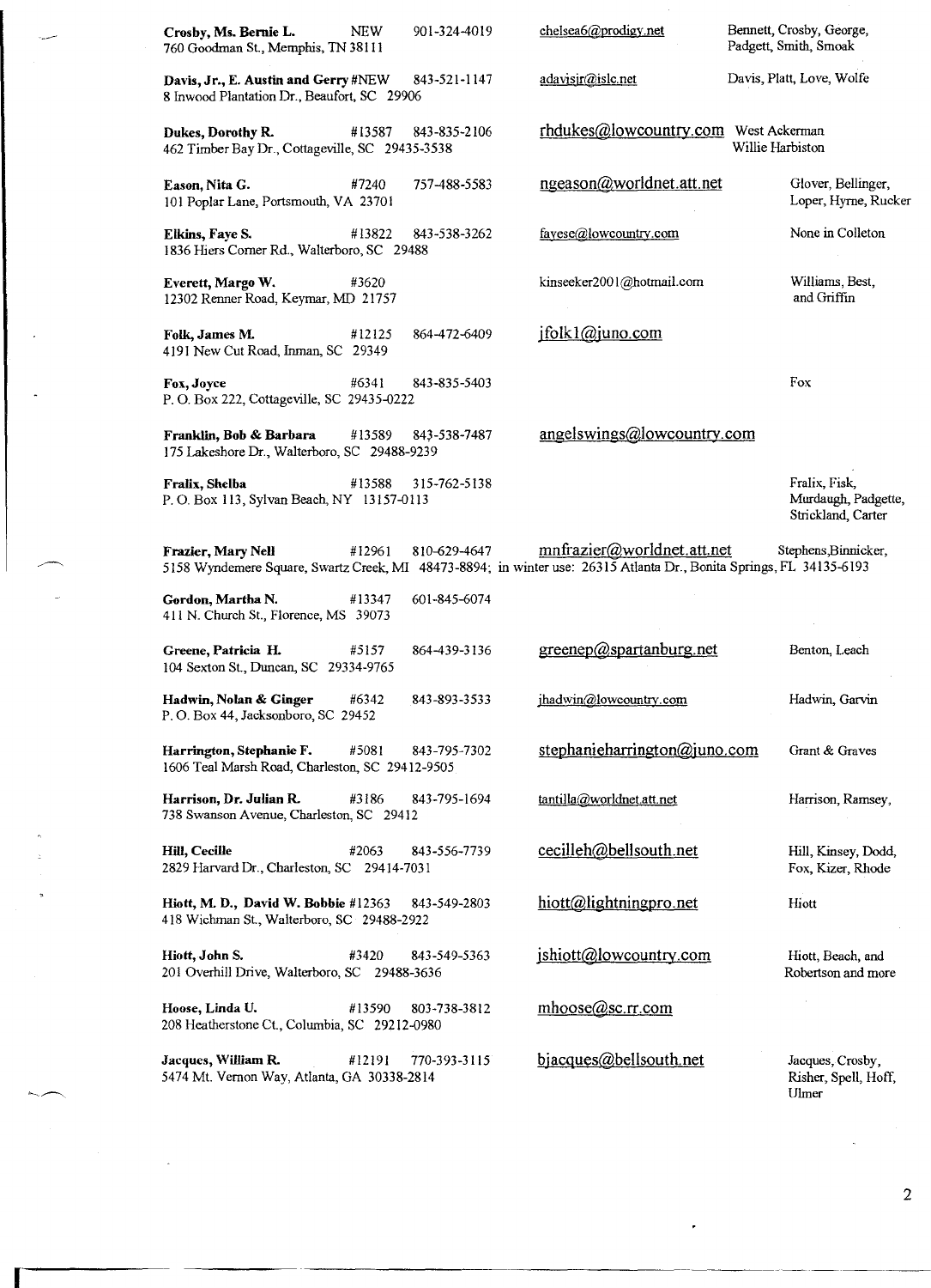| Name / Address | Member # | Phone | Email | Surnames |
|---|---|---|---|---|
| **Crosby, Ms. Bernie L.** 760 Goodman St., Memphis, TN 38111 | NEW | 901-324-4019 | chelsea6@prodigy.net | Bennett, Crosby, George, Padgett, Smith, Smoak |
| **Davis, Jr., E. Austin and Gerry** 8 Inwood Plantation Dr., Beaufort, SC 29906 | #NEW | 843-521-1147 | adavisjr@islc.net | Davis, Platt, Love, Wolfe |
| **Dukes, Dorothy R.** 462 Timber Bay Dr., Cottageville, SC 29435-3538 | #13587 | 843-835-2106 | rhdukes@lowcountry.com | West Ackerman Willie Harbiston |
| **Eason, Nita G.** 101 Poplar Lane, Portsmouth, VA 23701 | #7240 | 757-488-5583 | ngeason@worldnet.att.net | Glover, Bellinger, Loper, Hyrne, Rucker |
| **Elkins, Faye S.** 1836 Hiers Corner Rd., Walterboro, SC 29488 | #13822 | 843-538-3262 | fayese@lowcountry.com | None in Colleton |
| **Everett, Margo W.** 12302 Renner Road, Keymar, MD 21757 | #3620 | | kinseeker2001@hotmail.com | Williams, Best, and Griffin |
| **Folk, James M.** 4191 New Cut Road, Inman, SC 29349 | #12125 | 864-472-6409 | jfolk1@juno.com | |
| **Fox, Joyce** P. O. Box 222, Cottageville, SC 29435-0222 | #6341 | 843-835-5403 | | Fox |
| **Franklin, Bob & Barbara** 175 Lakeshore Dr., Walterboro, SC 29488-9239 | #13589 | 843-538-7487 | angelswings@lowcountry.com | |
| **Fralix, Shelba** P. O. Box 113, Sylvan Beach, NY 13157-0113 | #13588 | 315-762-5138 | | Fralix, Fisk, Murdaugh, Padgette, Strickland, Carter |
| **Frazier, Mary Nell** 5158 Wyndemere Square, Swartz Creek, MI 48473-8894; in winter use: 26315 Atlanta Dr., Bonita Springs, FL 34135-6193 | #12961 | 810-629-4647 | mnfrazier@worldnet.att.net | Stephens,Binnicker, |
| **Gordon, Martha N.** 411 N. Church St., Florence, MS 39073 | #13347 | 601-845-6074 | | |
| **Greene, Patricia H.** 104 Sexton St., Duncan, SC 29334-9765 | #5157 | 864-439-3136 | greenep@spartanburg.net | Benton, Leach |
| **Hadwin, Nolan & Ginger** P. O. Box 44, Jacksonboro, SC 29452 | #6342 | 843-893-3533 | jhadwin@lowcountry.com | Hadwin, Garvin |
| **Harrington, Stephanie F.** 1606 Teal Marsh Road, Charleston, SC 29412-9505 | #5081 | 843-795-7302 | stephanieharrington@juno.com | Grant & Graves |
| **Harrison, Dr. Julian R.** 738 Swanson Avenue, Charleston, SC 29412 | #3186 | 843-795-1694 | tantilla@worldnet.att.net | Harrison, Ramsey, |
| **Hill, Cecille** 2829 Harvard Dr., Charleston, SC 29414-7031 | #2063 | 843-556-7739 | cecilleh@bellsouth.net | Hill, Kinsey, Dodd, Fox, Kizer, Rhode |
| **Hiott, M. D., David W. Bobbie** 418 Wichman St., Walterboro, SC 29488-2922 | #12363 | 843-549-2803 | hiott@lightningpro.net | Hiott |
| **Hiott, John S.** 201 Overhill Drive, Walterboro, SC 29488-3636 | #3420 | 843-549-5363 | jshiott@lowcountry.com | Hiott, Beach, and Robertson and more |
| **Hoose, Linda U.** 208 Heatherstone Ct., Columbia, SC 29212-0980 | #13590 | 803-738-3812 | mhoose@sc.rr.com | |
| **Jacques, William R.** 5474 Mt. Vernon Way, Atlanta, GA 30338-2814 | #12191 | 770-393-3115 | bjacques@bellsouth.net | Jacques, Crosby, Risher, Spell, Hoff, Ulmer |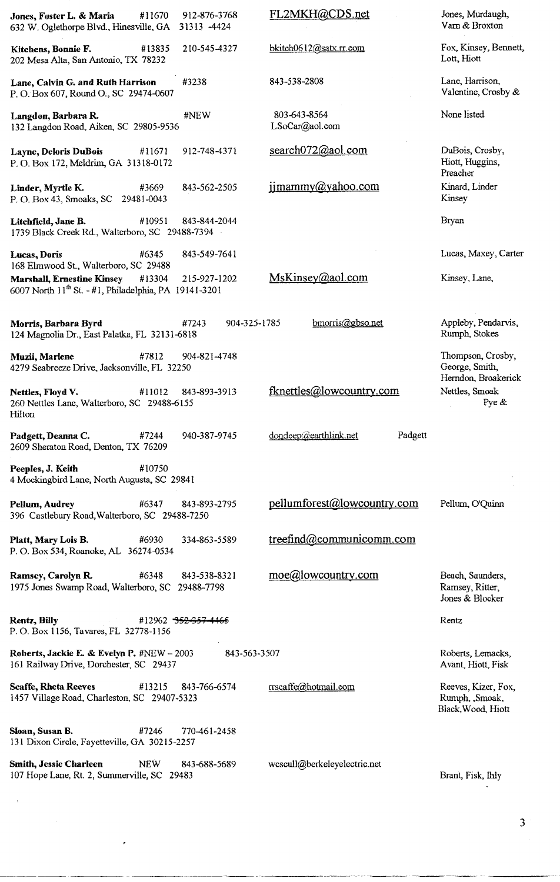**Jones, Foster L. & Maria** #11670 912-876-3768 FL2MKH@CDS.net Jones, Murdaugh, Varn & Broxton
632 W. Oglethorpe Blvd., Hinesville, GA 31313 -4424

**Kitchens, Bonnie F.** #13835 210-545-4327 bkitch0612@satx.rr.com Fox, Kinsey, Bennett, Lott, Hiott
202 Mesa Alta, San Antonio, TX 78232

**Lane, Calvin G. and Ruth Harrison** #3238 843-538-2808 Lane, Harrison, Valentine, Crosby &
P. O. Box 607, Round O., SC 29474-0607

**Langdon, Barbara R.** #NEW 803-643-8564 LSoCar@aol.com None listed
132 Langdon Road, Aiken, SC 29805-9536

**Layne, Deloris DuBois** #11671 912-748-4371 search072@aol.com DuBois, Crosby, Hiott, Huggins, Preacher
P. O. Box 172, Meldrim, GA 31318-0172

**Linder, Myrtle K.** #3669 843-562-2505 jjmammy@yahoo.com Kinard, Linder Kinsey
P. O. Box 43, Smoaks, SC 29481-0043

**Litchfield, Jane B.** #10951 843-844-2044 Bryan
1739 Black Creek Rd., Walterboro, SC 29488-7394

**Lucas, Doris** #6345 843-549-7641 Lucas, Maxey, Carter
168 Elmwood St., Walterboro, SC 29488

**Marshall, Ernestine Kinsey** #13304 215-927-1202 MsKinsey@aol.com Kinsey, Lane,
6007 North 11th St. - #1, Philadelphia, PA 19141-3201

**Morris, Barbara Byrd** #7243 904-325-1785 bmorris@gbso.net Appleby, Pendarvis, Rumph, Stokes
124 Magnolia Dr., East Palatka, FL 32131-6818

**Muzii, Marlene** #7812 904-821-4748 Thompson, Crosby, George, Smith, Herndon, Broakerick
4279 Seabreeze Drive, Jacksonville, FL 32250

**Nettles, Floyd V.** #11012 843-893-3913 fknettles@lowcountry.com Nettles, Smoak Pye & Hilton
260 Nettles Lane, Walterboro, SC 29488-6155

**Padgett, Deanna C.** #7244 940-387-9745 dondeep@earthlink.net Padgett
2609 Sheraton Road, Denton, TX 76209

**Peeples, J. Keith** #10750
4 Mockingbird Lane, North Augusta, SC 29841

**Pellum, Audrey** #6347 843-893-2795 pellumforest@lowcountry.com Pellum, O'Quinn
396 Castlebury Road, Walterboro, SC 29488-7250

**Platt, Mary Lois B.** #6930 334-863-5589 treefind@communicomm.com
P. O. Box 534, Roanoke, AL 36274-0534

**Ramsey, Carolyn R.** #6348 843-538-8321 moe@lowcountry.com Beach, Saunders, Ramsey, Ritter, Jones & Blocker
1975 Jones Swamp Road, Walterboro, SC 29488-7798

**Rentz, Billy** #12962 ~~352-357-4465~~ Rentz
P. O. Box 1156, Tavares, FL 32778-1156

**Roberts, Jackie E. & Evelyn P.** #NEW – 2003 843-563-3507 Roberts, Lemacks, Avant, Hiott, Fisk
161 Railway Drive, Dorchester, SC 29437

**Scaffe, Rheta Reeves** #13215 843-766-6574 rrscaffe@hotmail.com Reeves, Kizer, Fox, Rumph, ,Smoak, Black, Wood, Hiott
1457 Village Road, Charleston, SC 29407-5323

**Sloan, Susan B.** #7246 770-461-2458
131 Dixon Circle, Fayetteville, GA 30215-2257

**Smith, Jessie Charleen** NEW 843-688-5689 wcscull@berkeleyelectric.net Brant, Fisk, Ihly
107 Hope Lane, Rt. 2, Summerville, SC 29483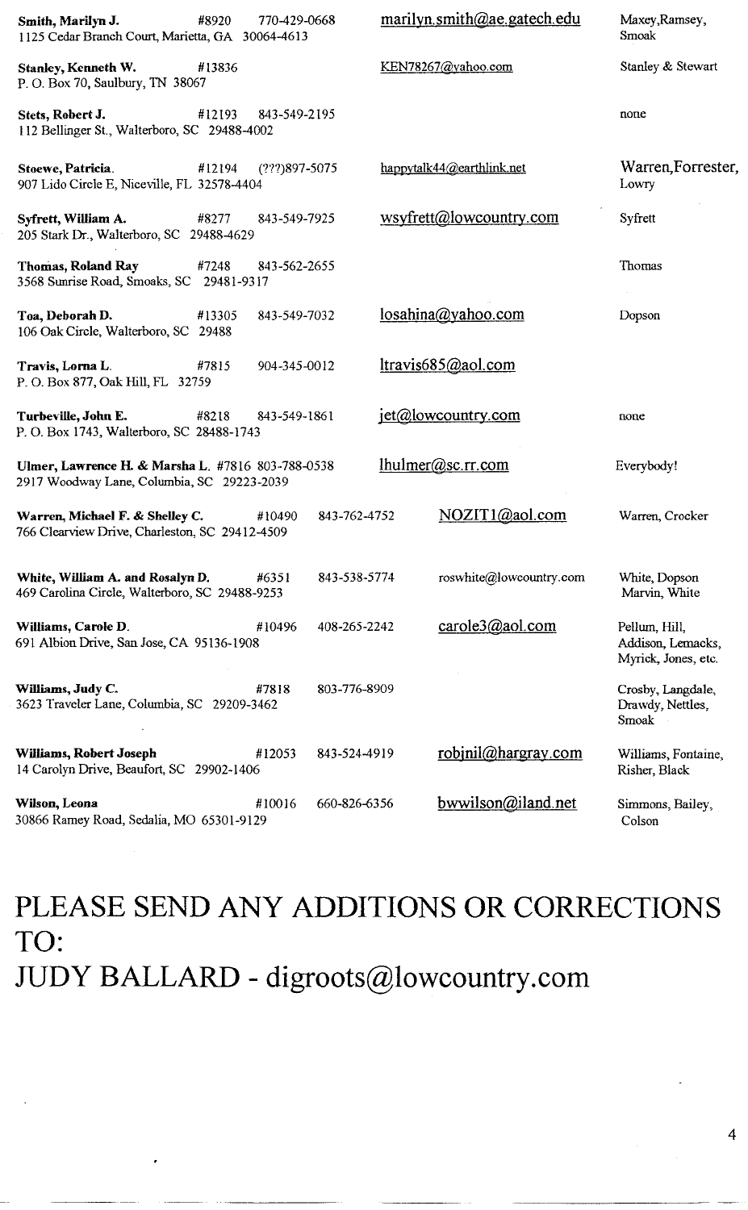**Smith, Marilyn J.** #8920 770-429-0668 marilyn.smith@ae.gatech.edu Maxey,Ramsey, Smoak
1125 Cedar Branch Court, Marietta, GA 30064-4613

**Stanley, Kenneth W.** #13836 KEN78267@yahoo.com Stanley & Stewart
P. O. Box 70, Saulbury, TN 38067

**Stets, Robert J.** #12193 843-549-2195 none
112 Bellinger St., Walterboro, SC 29488-4002

**Stoewe, Patricia.** #12194 (???)897-5075 happytalk44@earthlink.net Warren,Forrester, Lowry
907 Lido Circle E, Niceville, FL 32578-4404

**Syfrett, William A.** #8277 843-549-7925 wsyfrett@lowcountry.com Syfrett
205 Stark Dr., Walterboro, SC 29488-4629

**Thomas, Roland Ray** #7248 843-562-2655 Thomas
3568 Sunrise Road, Smoaks, SC 29481-9317

**Toa, Deborah D.** #13305 843-549-7032 losahina@yahoo.com Dopson
106 Oak Circle, Walterboro, SC 29488

**Travis, Lorna L.** #7815 904-345-0012 ltravis685@aol.com
P. O. Box 877, Oak Hill, FL 32759

**Turbeville, John E.** #8218 843-549-1861 jet@lowcountry.com none
P. O. Box 1743, Walterboro, SC 28488-1743

**Ulmer, Lawrence H. & Marsha L.** #7816 803-788-0538 lhulmer@sc.rr.com Everybody!
2917 Woodway Lane, Columbia, SC 29223-2039

**Warren, Michael F. & Shelley C.** #10490 843-762-4752 NOZIT1@aol.com Warren, Crocker
766 Clearview Drive, Charleston, SC 29412-4509

**White, William A. and Rosalyn D.** #6351 843-538-5774 roswhite@lowcountry.com White, Dopson Marvin, White
469 Carolina Circle, Walterboro, SC 29488-9253

**Williams, Carole D.** #10496 408-265-2242 carole3@aol.com Pellum, Hill, Addison, Lemacks, Myrick, Jones, etc.
691 Albion Drive, San Jose, CA 95136-1908

**Williams, Judy C.** #7818 803-776-8909 Crosby, Langdale, Drawdy, Nettles, Smoak
3623 Traveler Lane, Columbia, SC 29209-3462

**Williams, Robert Joseph** #12053 843-524-4919 robjnil@hargray.com Williams, Fontaine, Risher, Black
14 Carolyn Drive, Beaufort, SC 29902-1406

**Wilson, Leona** #10016 660-826-6356 bwwilson@iland.net Simmons, Bailey, Colson
30866 Ramey Road, Sedalia, MO 65301-9129

# PLEASE SEND ANY ADDITIONS OR CORRECTIONS TO:
# JUDY BALLARD - digroots@lowcountry.com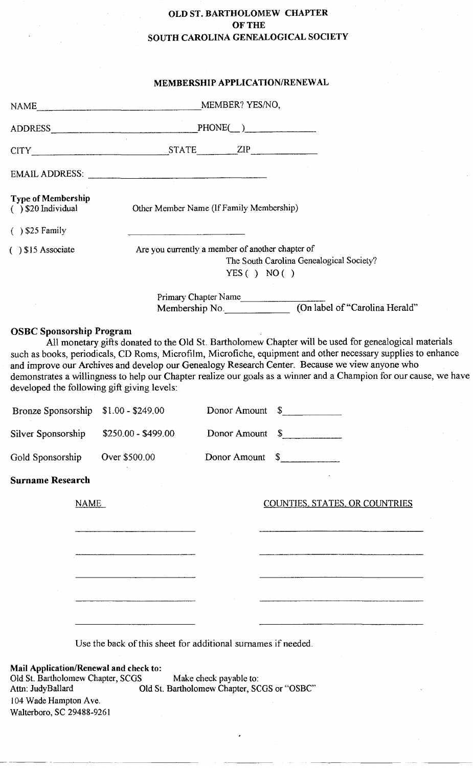**OLD ST. BARTHOLOMEW CHAPTER**
**OF THE**
**SOUTH CAROLINA GENEALOGICAL SOCIETY**

**MEMBERSHIP APPLICATION/RENEWAL**

NAME_______________________________MEMBER? YES/NO,

ADDRESS_____________________________PHONE(__)_____________

CITY__________________________STATE________ZIP____________

EMAIL ADDRESS: ________________________________________

**Type of Membership**

( ) $20 Individual

( ) $25 Family

( ) $15 Associate

Other Member Name (If Family Membership)

_______________________

Are you currently a member of another chapter of The South Carolina Genealogical Society?
YES ( ) NO ( )

Primary Chapter Name________________
Membership No._____________ (On label of "Carolina Herald"

**OSBC Sponsorship Program**

All monetary gifts donated to the Old St. Bartholomew Chapter will be used for genealogical materials such as books, periodicals, CD Roms, Microfilm, Microfiche, equipment and other necessary supplies to enhance and improve our Archives and develop our Genealogy Research Center. Because we view anyone who demonstrates a willingness to help our Chapter realize our goals as a winner and a Champion for our cause, we have developed the following gift giving levels:

| | | |
|---|---|---|
| Bronze Sponsorship | $1.00 - $249.00 | Donor Amount $__________ |
| Silver Sponsorship | $250.00 - $499.00 | Donor Amount $__________ |
| Gold Sponsorship | Over $500.00 | Donor Amount $__________ |

**Surname Research**

| NAME | COUNTIES, STATES, OR COUNTRIES |
|---|---|
| ____________________ | ____________________ |
| ____________________ | ____________________ |
| ____________________ | ____________________ |
| ____________________ | ____________________ |
| ____________________ | ____________________ |

Use the back of this sheet for additional surnames if needed.

**Mail Application/Renewal and check to:**
Old St. Bartholomew Chapter, SCGS
Attn: JudyBallard
104 Wade Hampton Ave.
Walterboro, SC 29488-9261

Make check payable to:
Old St. Bartholomew Chapter, SCGS or "OSBC"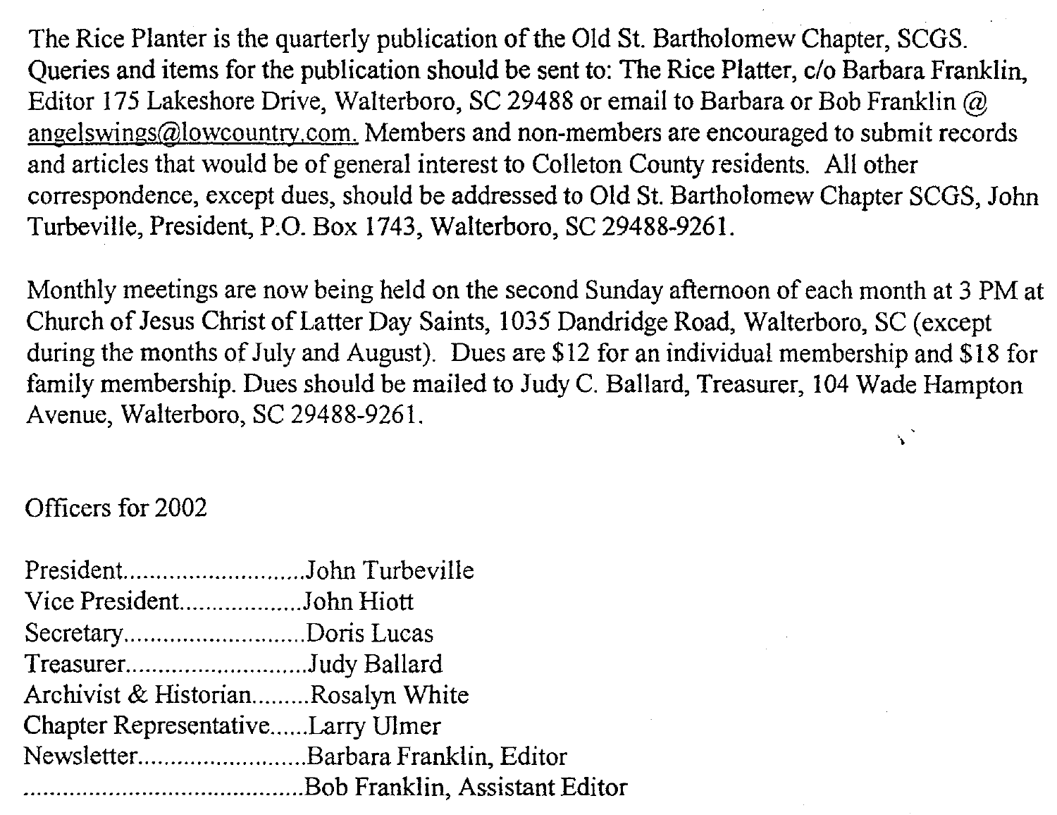The Rice Planter is the quarterly publication of the Old St. Bartholomew Chapter, SCGS. Queries and items for the publication should be sent to: The Rice Platter, c/o Barbara Franklin, Editor 175 Lakeshore Drive, Walterboro, SC 29488 or email to Barbara or Bob Franklin @ angelswings@lowcountry.com. Members and non-members are encouraged to submit records and articles that would be of general interest to Colleton County residents. All other correspondence, except dues, should be addressed to Old St. Bartholomew Chapter SCGS, John Turbeville, President, P.O. Box 1743, Walterboro, SC 29488-9261.

Monthly meetings are now being held on the second Sunday afternoon of each month at 3 PM at Church of Jesus Christ of Latter Day Saints, 1035 Dandridge Road, Walterboro, SC (except during the months of July and August). Dues are $12 for an individual membership and $18 for family membership. Dues should be mailed to Judy C. Ballard, Treasurer, 104 Wade Hampton Avenue, Walterboro, SC 29488-9261.

Officers for 2002

President............................John Turbeville
Vice President...................John Hiott
Secretary............................Doris Lucas
Treasurer............................Judy Ballard
Archivist & Historian.........Rosalyn White
Chapter Representative......Larry Ulmer
Newsletter..........................Barbara Franklin, Editor
...........................................Bob Franklin, Assistant Editor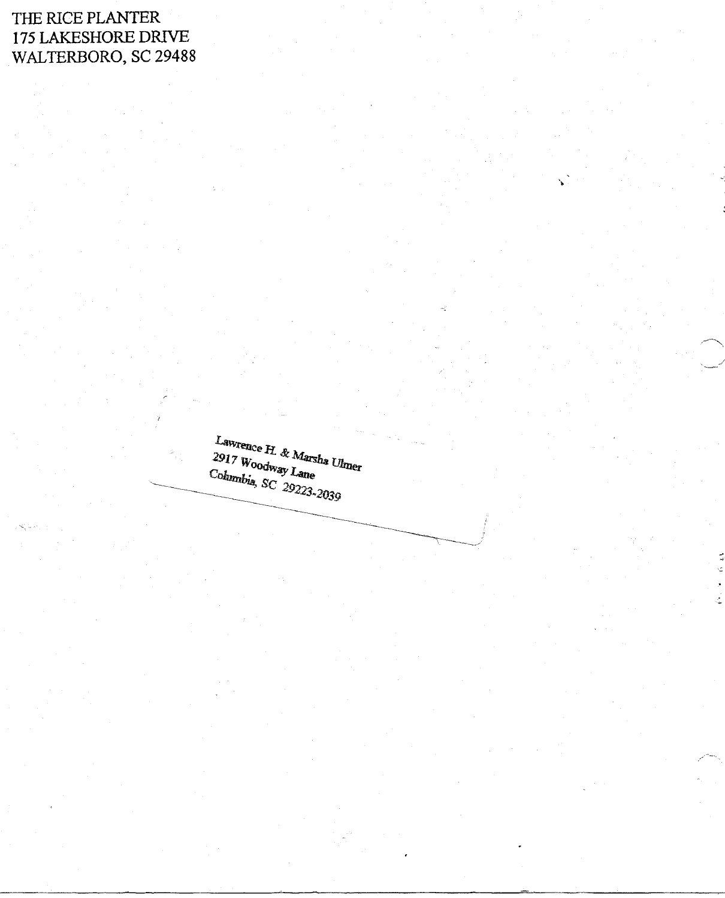THE RICE PLANTER
175 LAKESHORE DRIVE
WALTERBORO, SC 29488

Lawrence H. & Marsha Ulmer
2917 Woodway Lane
Columbia, SC 29223-2039